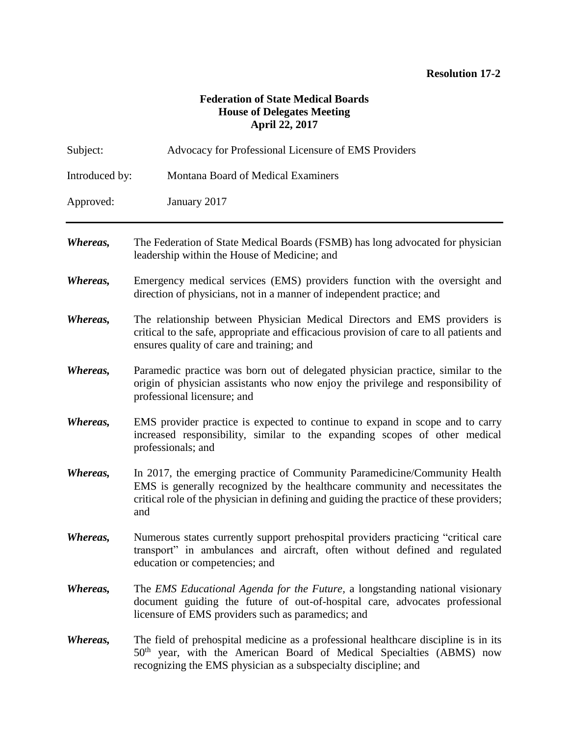**Resolution 17-2**

**Federation of State Medical Boards**
**House of Delegates Meeting**
**April 22, 2017**

Subject: Advocacy for Professional Licensure of EMS Providers

Introduced by: Montana Board of Medical Examiners

Approved: January 2017

---

***Whereas,*** The Federation of State Medical Boards (FSMB) has long advocated for physician leadership within the House of Medicine; and

***Whereas,*** Emergency medical services (EMS) providers function with the oversight and direction of physicians, not in a manner of independent practice; and

***Whereas,*** The relationship between Physician Medical Directors and EMS providers is critical to the safe, appropriate and efficacious provision of care to all patients and ensures quality of care and training; and

***Whereas,*** Paramedic practice was born out of delegated physician practice, similar to the origin of physician assistants who now enjoy the privilege and responsibility of professional licensure; and

***Whereas,*** EMS provider practice is expected to continue to expand in scope and to carry increased responsibility, similar to the expanding scopes of other medical professionals; and

***Whereas,*** In 2017, the emerging practice of Community Paramedicine/Community Health EMS is generally recognized by the healthcare community and necessitates the critical role of the physician in defining and guiding the practice of these providers; and

***Whereas,*** Numerous states currently support prehospital providers practicing "critical care transport" in ambulances and aircraft, often without defined and regulated education or competencies; and

***Whereas,*** The *EMS Educational Agenda for the Future,* a longstanding national visionary document guiding the future of out-of-hospital care, advocates professional licensure of EMS providers such as paramedics; and

***Whereas,*** The field of prehospital medicine as a professional healthcare discipline is in its 50th year, with the American Board of Medical Specialties (ABMS) now recognizing the EMS physician as a subspecialty discipline; and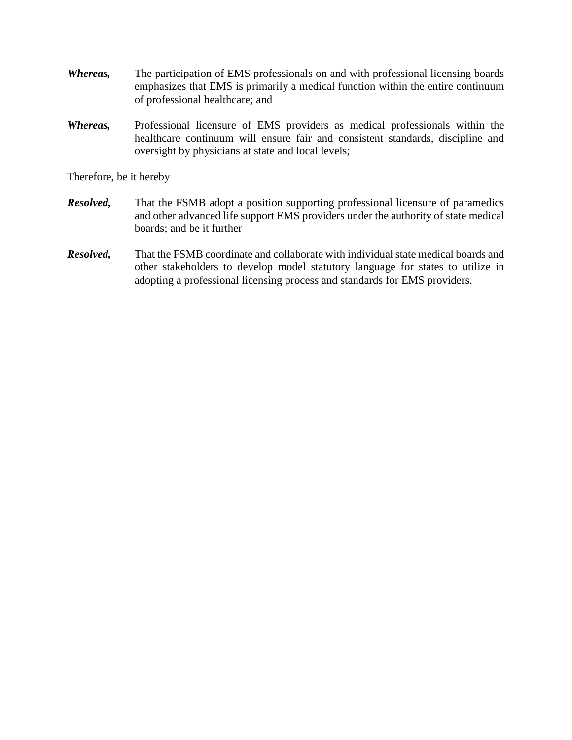***Whereas,*** The participation of EMS professionals on and with professional licensing boards emphasizes that EMS is primarily a medical function within the entire continuum of professional healthcare; and

***Whereas,*** Professional licensure of EMS providers as medical professionals within the healthcare continuum will ensure fair and consistent standards, discipline and oversight by physicians at state and local levels;

Therefore, be it hereby

***Resolved,*** That the FSMB adopt a position supporting professional licensure of paramedics and other advanced life support EMS providers under the authority of state medical boards; and be it further

***Resolved,*** That the FSMB coordinate and collaborate with individual state medical boards and other stakeholders to develop model statutory language for states to utilize in adopting a professional licensing process and standards for EMS providers.